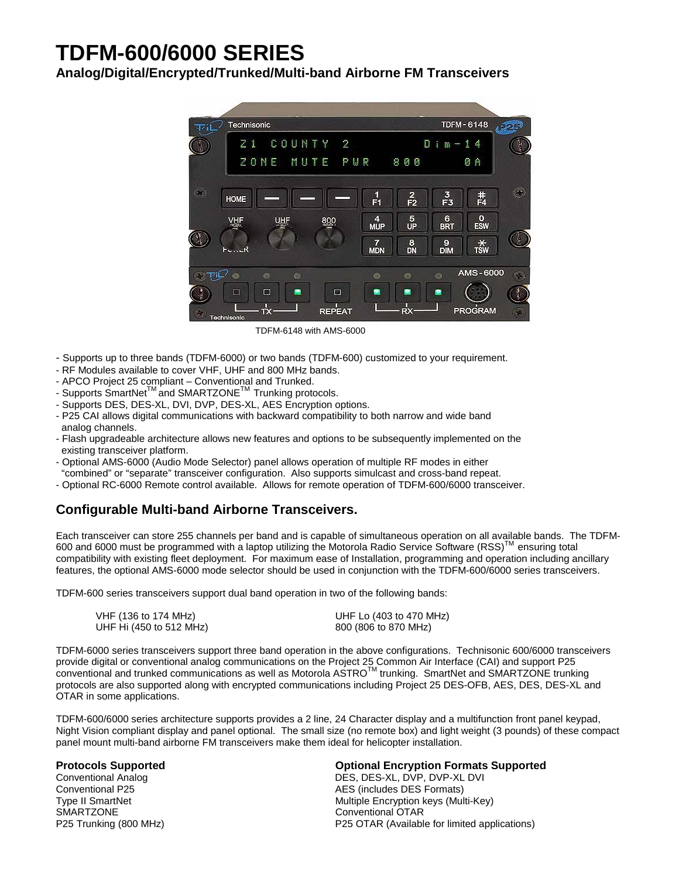# TDFM-600/6000 SERIES

## Analog/Digital/Encrypted/Trunked/Multi-band Airborne FM Transceivers

TDFM-6148 with AMS-6000

- Supports up to three bands (TDFM-6000) or two bands (TDFM-600) customized to your requirement.
- RF Modules available to cover VHF, UHF and 800 MHz bands.
- APCO Project 25 compliant – Conventional and Trunked.
- Supports SmartNet™ and SMARTZONE™ Trunking protocols.
- Supports DES, DES-XL, DVI, DVP, DES-XL, AES Encryption options.
- P25 CAI allows digital communications with backward compatibility to both narrow and wide band analog channels.
- Flash upgradeable architecture allows new features and options to be subsequently implemented on the existing transceiver platform.
- Optional AMS-6000 (Audio Mode Selector) panel allows operation of multiple RF modes in either "combined" or "separate" transceiver configuration. Also supports simulcast and cross-band repeat.
- Optional RC-6000 Remote control available. Allows for remote operation of TDFM-600/6000 transceiver.

## Configurable Multi-band Airborne Transceivers.

Each transceiver can store 255 channels per band and is capable of simultaneous operation on all available bands. The TDFM-600 and 6000 must be programmed with a laptop utilizing the Motorola Radio Service Software (RSS)™ ensuring total compatibility with existing fleet deployment. For maximum ease of Installation, programming and operation including ancillary features, the optional AMS-6000 mode selector should be used in conjunction with the TDFM-600/6000 series transceivers.

TDFM-600 series transceivers support dual band operation in two of the following bands:

| | |
|---|---|
| VHF (136 to 174 MHz) | UHF Lo (403 to 470 MHz) |
| UHF Hi (450 to 512 MHz) | 800 (806 to 870 MHz) |

TDFM-6000 series transceivers support three band operation in the above configurations. Technisonic 600/6000 transceivers provide digital or conventional analog communications on the Project 25 Common Air Interface (CAI) and support P25 conventional and trunked communications as well as Motorola ASTRO™ trunking. SmartNet and SMARTZONE trunking protocols are also supported along with encrypted communications including Project 25 DES-OFB, AES, DES, DES-XL and OTAR in some applications.

TDFM-600/6000 series architecture supports provides a 2 line, 24 Character display and a multifunction front panel keypad, Night Vision compliant display and panel optional. The small size (no remote box) and light weight (3 pounds) of these compact panel mount multi-band airborne FM transceivers make them ideal for helicopter installation.

### Protocols Supported

Conventional Analog
Conventional P25
Type II SmartNet
SMARTZONE
P25 Trunking (800 MHz)

### Optional Encryption Formats Supported

DES, DES-XL, DVP, DVP-XL DVI
AES (includes DES Formats)
Multiple Encryption keys (Multi-Key)
Conventional OTAR
P25 OTAR (Available for limited applications)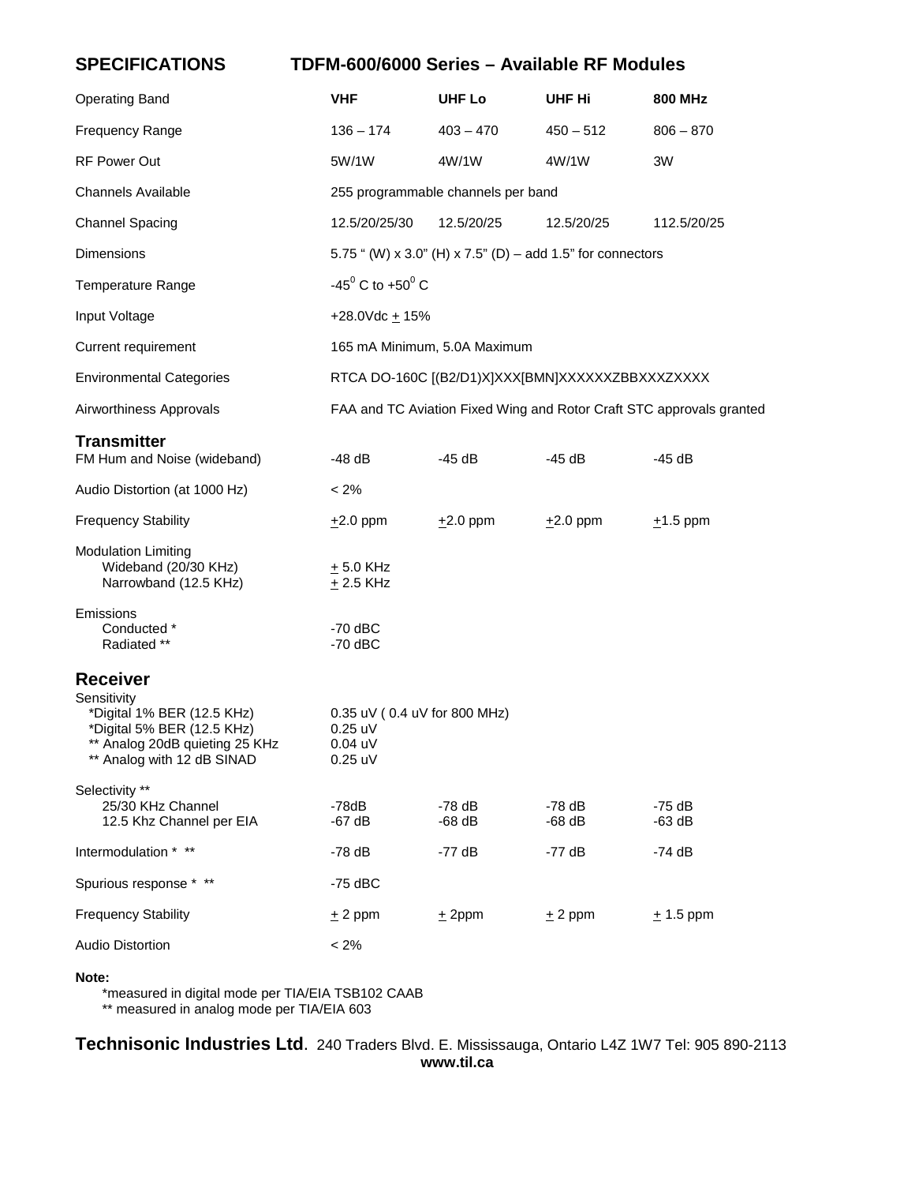## SPECIFICATIONS TDFM-600/6000 Series – Available RF Modules

| Operating Band | VHF | UHF Lo | UHF Hi | 800 MHz |
|---|---|---|---|---|
| Frequency Range | 136 – 174 | 403 – 470 | 450 – 512 | 806 – 870 |
| RF Power Out | 5W/1W | 4W/1W | 4W/1W | 3W |
| Channels Available | 255 programmable channels per band | | | |
| Channel Spacing | 12.5/20/25/30 | 12.5/20/25 | 12.5/20/25 | 112.5/20/25 |
| Dimensions | 5.75 " (W) x 3.0" (H) x 7.5" (D) – add 1.5" for connectors | | | |
| Temperature Range | $-45^0$ C to $+50^0$ C | | | |
| Input Voltage | +28.0Vdc ± 15% | | | |
| Current requirement | 165 mA Minimum, 5.0A Maximum | | | |
| Environmental Categories | RTCA DO-160C [(B2/D1)X]XXX[BMN]XXXXXXZBBXXXZXXXX | | | |
| Airworthiness Approvals | FAA and TC Aviation Fixed Wing and Rotor Craft STC approvals granted | | | |
| **Transmitter** | | | | |
| FM Hum and Noise (wideband) | -48 dB | -45 dB | -45 dB | -45 dB |
| Audio Distortion (at 1000 Hz) | < 2% | | | |
| Frequency Stability | ±2.0 ppm | ±2.0 ppm | ±2.0 ppm | ±1.5 ppm |
| Modulation Limiting | | | | |
| Wideband (20/30 KHz) | ± 5.0 KHz | | | |
| Narrowband (12.5 KHz) | ± 2.5 KHz | | | |
| Emissions | | | | |
| Conducted * | -70 dBC | | | |
| Radiated ** | -70 dBC | | | |
| **Receiver** | | | | |
| Sensitivity | | | | |
| *Digital 1% BER (12.5 KHz) | 0.35 uV ( 0.4 uV for 800 MHz) | | | |
| *Digital 5% BER (12.5 KHz) | 0.25 uV | | | |
| ** Analog 20dB quieting 25 KHz | 0.04 uV | | | |
| ** Analog with 12 dB SINAD | 0.25 uV | | | |
| Selectivity ** | | | | |
| 25/30 KHz Channel | -78dB | -78 dB | -78 dB | -75 dB |
| 12.5 Khz Channel per EIA | -67 dB | -68 dB | -68 dB | -63 dB |
| Intermodulation * ** | -78 dB | -77 dB | -77 dB | -74 dB |
| Spurious response * ** | -75 dBC | | | |
| Frequency Stability | ± 2 ppm | ± 2ppm | ± 2 ppm | ± 1.5 ppm |
| Audio Distortion | < 2% | | | |

**Note:**

*measured in digital mode per TIA/EIA TSB102 CAAB
** measured in analog mode per TIA/EIA 603

**Technisonic Industries Ltd**. 240 Traders Blvd. E. Mississauga, Ontario L4Z 1W7 Tel: 905 890-2113
**www.til.ca**